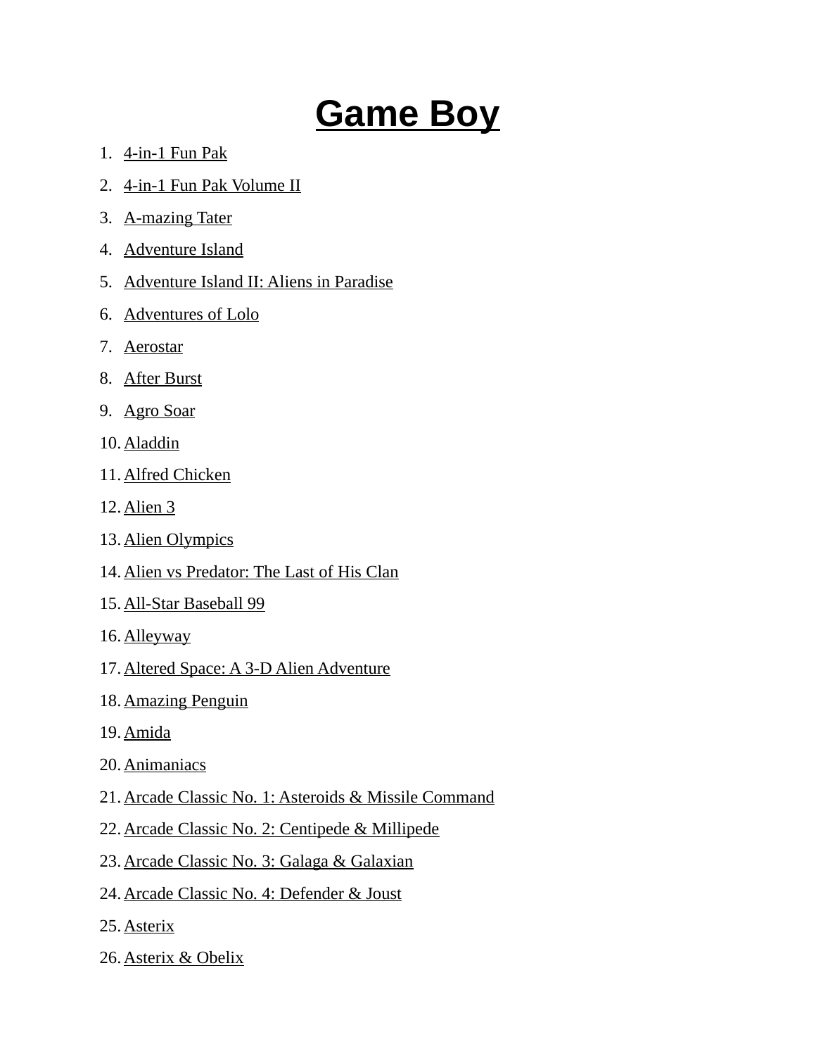# Game Boy

1. 4-in-1 Fun Pak
2. 4-in-1 Fun Pak Volume II
3. A-mazing Tater
4. Adventure Island
5. Adventure Island II: Aliens in Paradise
6. Adventures of Lolo
7. Aerostar
8. After Burst
9. Agro Soar
10. Aladdin
11. Alfred Chicken
12. Alien 3
13. Alien Olympics
14. Alien vs Predator: The Last of His Clan
15. All-Star Baseball 99
16. Alleyway
17. Altered Space: A 3-D Alien Adventure
18. Amazing Penguin
19. Amida
20. Animaniacs
21. Arcade Classic No. 1: Asteroids & Missile Command
22. Arcade Classic No. 2: Centipede & Millipede
23. Arcade Classic No. 3: Galaga & Galaxian
24. Arcade Classic No. 4: Defender & Joust
25. Asterix
26. Asterix & Obelix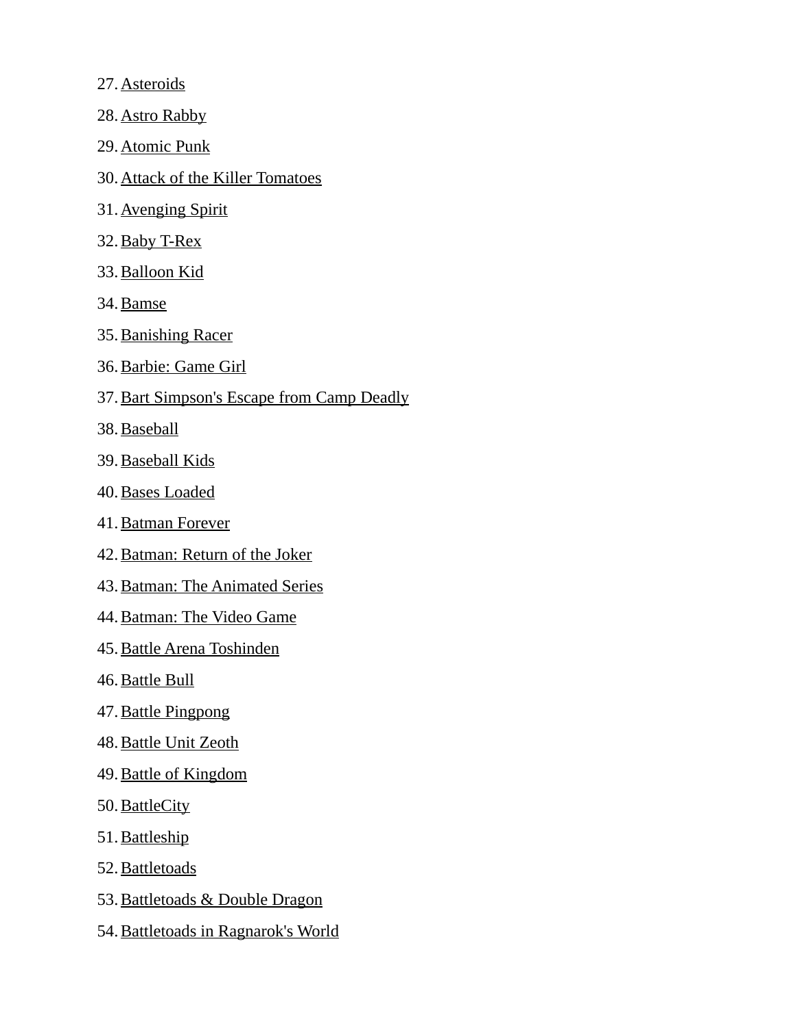27. Asteroids
28. Astro Rabby
29. Atomic Punk
30. Attack of the Killer Tomatoes
31. Avenging Spirit
32. Baby T-Rex
33. Balloon Kid
34. Bamse
35. Banishing Racer
36. Barbie: Game Girl
37. Bart Simpson's Escape from Camp Deadly
38. Baseball
39. Baseball Kids
40. Bases Loaded
41. Batman Forever
42. Batman: Return of the Joker
43. Batman: The Animated Series
44. Batman: The Video Game
45. Battle Arena Toshinden
46. Battle Bull
47. Battle Pingpong
48. Battle Unit Zeoth
49. Battle of Kingdom
50. BattleCity
51. Battleship
52. Battletoads
53. Battletoads & Double Dragon
54. Battletoads in Ragnarok's World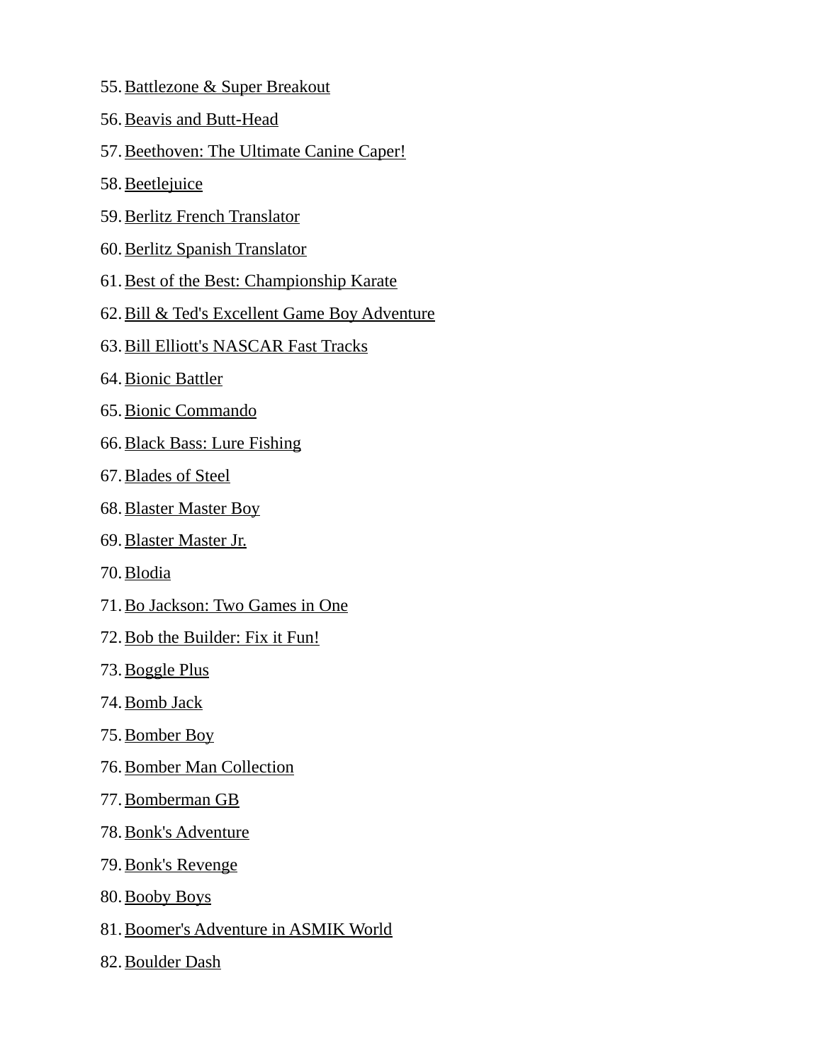55. Battlezone & Super Breakout
56. Beavis and Butt-Head
57. Beethoven: The Ultimate Canine Caper!
58. Beetlejuice
59. Berlitz French Translator
60. Berlitz Spanish Translator
61. Best of the Best: Championship Karate
62. Bill & Ted's Excellent Game Boy Adventure
63. Bill Elliott's NASCAR Fast Tracks
64. Bionic Battler
65. Bionic Commando
66. Black Bass: Lure Fishing
67. Blades of Steel
68. Blaster Master Boy
69. Blaster Master Jr.
70. Blodia
71. Bo Jackson: Two Games in One
72. Bob the Builder: Fix it Fun!
73. Boggle Plus
74. Bomb Jack
75. Bomber Boy
76. Bomber Man Collection
77. Bomberman GB
78. Bonk's Adventure
79. Bonk's Revenge
80. Booby Boys
81. Boomer's Adventure in ASMIK World
82. Boulder Dash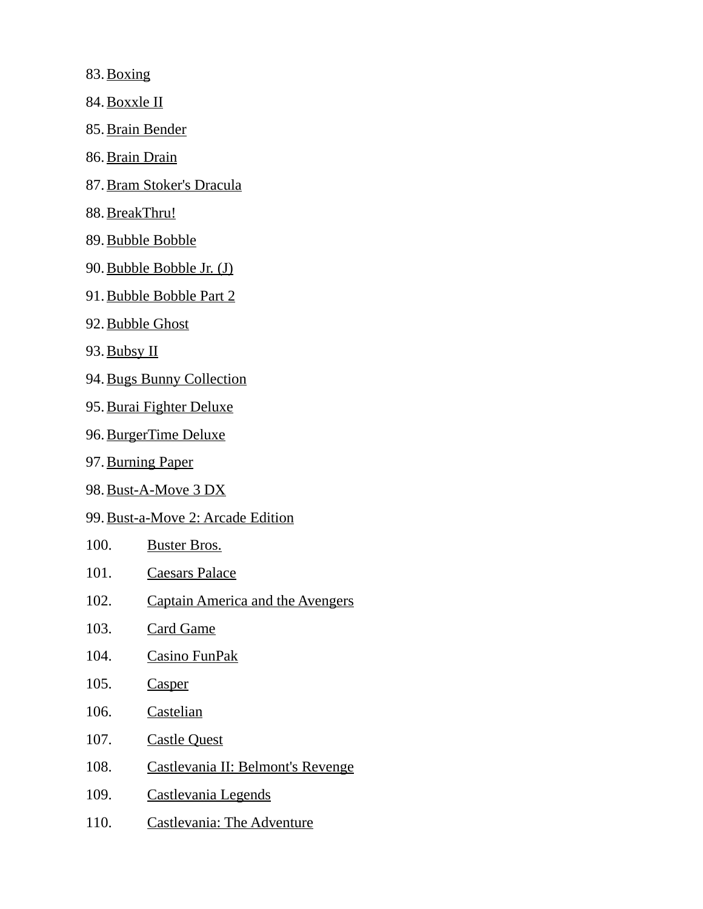83. Boxing
84. Boxxle II
85. Brain Bender
86. Brain Drain
87. Bram Stoker's Dracula
88. BreakThru!
89. Bubble Bobble
90. Bubble Bobble Jr. (J)
91. Bubble Bobble Part 2
92. Bubble Ghost
93. Bubsy II
94. Bugs Bunny Collection
95. Burai Fighter Deluxe
96. BurgerTime Deluxe
97. Burning Paper
98. Bust-A-Move 3 DX
99. Bust-a-Move 2: Arcade Edition
100. Buster Bros.
101. Caesars Palace
102. Captain America and the Avengers
103. Card Game
104. Casino FunPak
105. Casper
106. Castelian
107. Castle Quest
108. Castlevania II: Belmont's Revenge
109. Castlevania Legends
110. Castlevania: The Adventure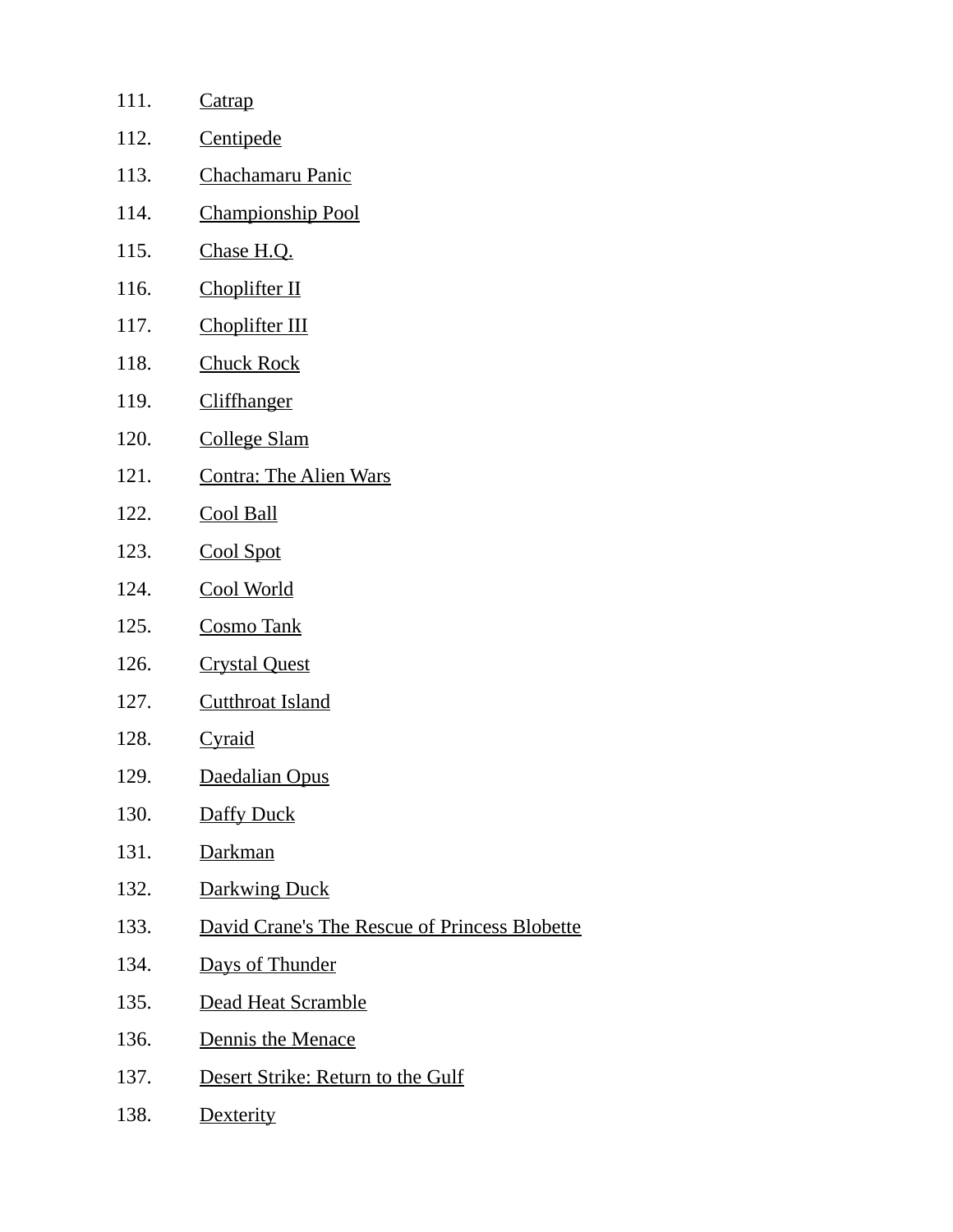111. Catrap
112. Centipede
113. Chachamaru Panic
114. Championship Pool
115. Chase H.Q.
116. Choplifter II
117. Choplifter III
118. Chuck Rock
119. Cliffhanger
120. College Slam
121. Contra: The Alien Wars
122. Cool Ball
123. Cool Spot
124. Cool World
125. Cosmo Tank
126. Crystal Quest
127. Cutthroat Island
128. Cyraid
129. Daedalian Opus
130. Daffy Duck
131. Darkman
132. Darkwing Duck
133. David Crane's The Rescue of Princess Blobette
134. Days of Thunder
135. Dead Heat Scramble
136. Dennis the Menace
137. Desert Strike: Return to the Gulf
138. Dexterity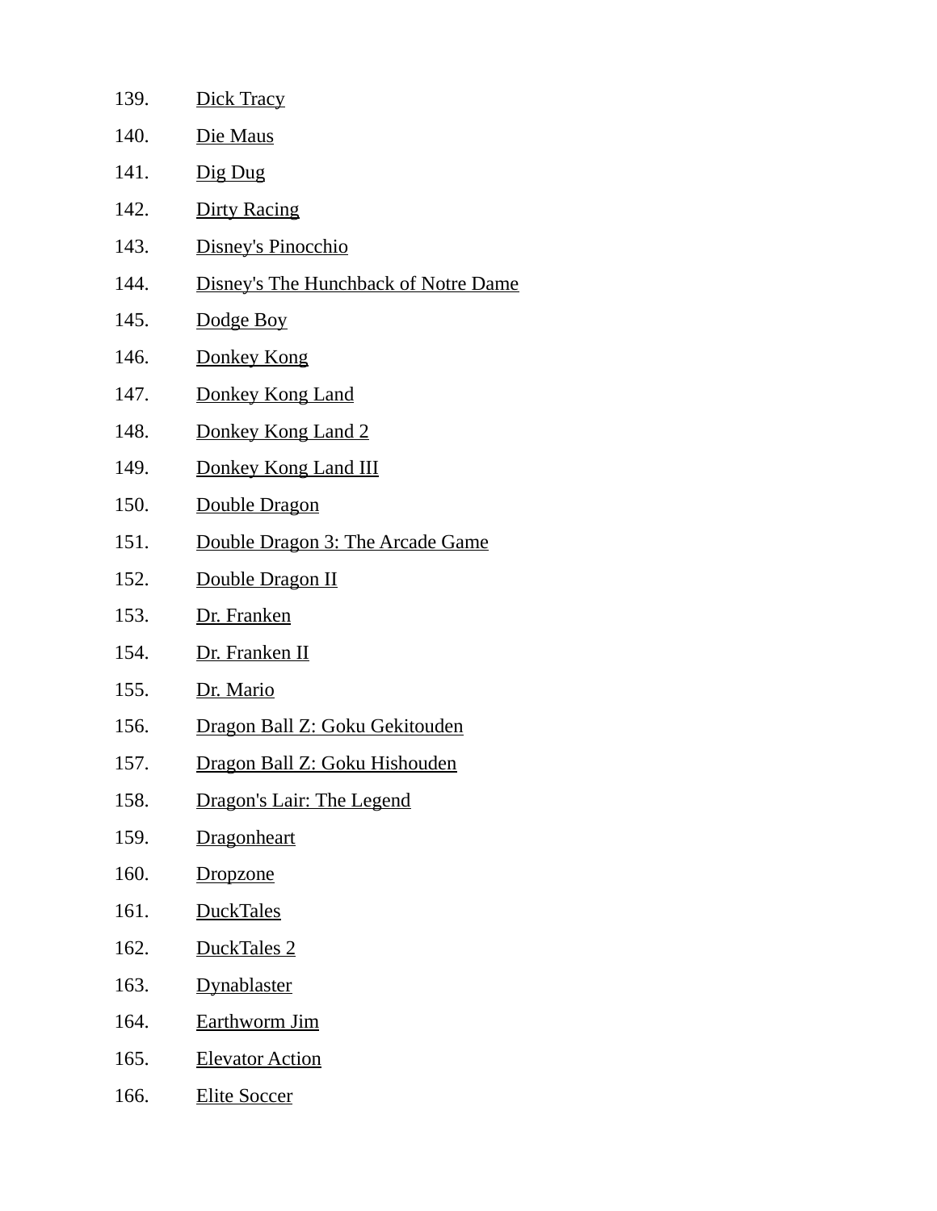139. Dick Tracy
140. Die Maus
141. Dig Dug
142. Dirty Racing
143. Disney's Pinocchio
144. Disney's The Hunchback of Notre Dame
145. Dodge Boy
146. Donkey Kong
147. Donkey Kong Land
148. Donkey Kong Land 2
149. Donkey Kong Land III
150. Double Dragon
151. Double Dragon 3: The Arcade Game
152. Double Dragon II
153. Dr. Franken
154. Dr. Franken II
155. Dr. Mario
156. Dragon Ball Z: Goku Gekitouden
157. Dragon Ball Z: Goku Hishouden
158. Dragon's Lair: The Legend
159. Dragonheart
160. Dropzone
161. DuckTales
162. DuckTales 2
163. Dynablaster
164. Earthworm Jim
165. Elevator Action
166. Elite Soccer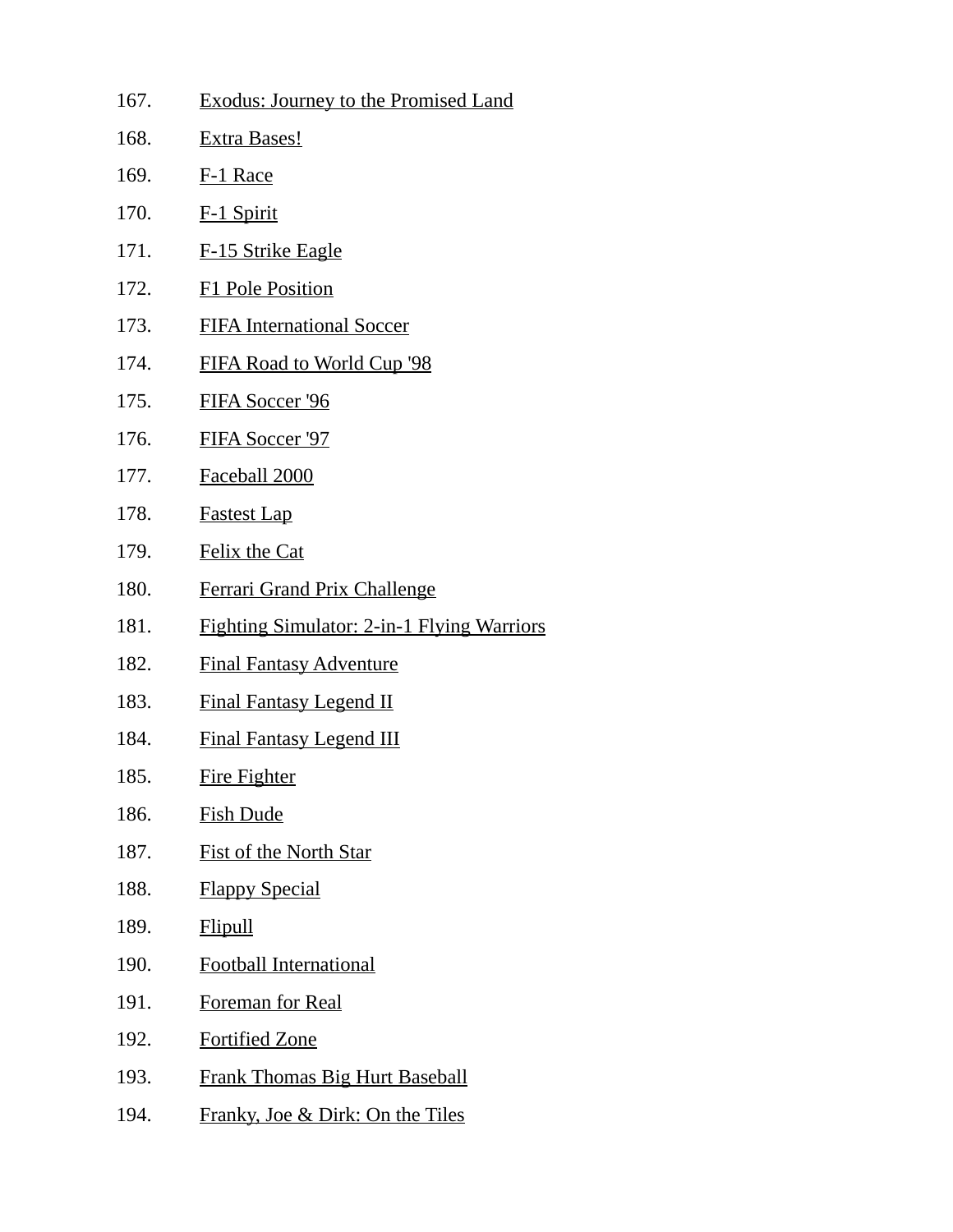167. Exodus: Journey to the Promised Land
168. Extra Bases!
169. F-1 Race
170. F-1 Spirit
171. F-15 Strike Eagle
172. F1 Pole Position
173. FIFA International Soccer
174. FIFA Road to World Cup '98
175. FIFA Soccer '96
176. FIFA Soccer '97
177. Faceball 2000
178. Fastest Lap
179. Felix the Cat
180. Ferrari Grand Prix Challenge
181. Fighting Simulator: 2-in-1 Flying Warriors
182. Final Fantasy Adventure
183. Final Fantasy Legend II
184. Final Fantasy Legend III
185. Fire Fighter
186. Fish Dude
187. Fist of the North Star
188. Flappy Special
189. Flipull
190. Football International
191. Foreman for Real
192. Fortified Zone
193. Frank Thomas Big Hurt Baseball
194. Franky, Joe & Dirk: On the Tiles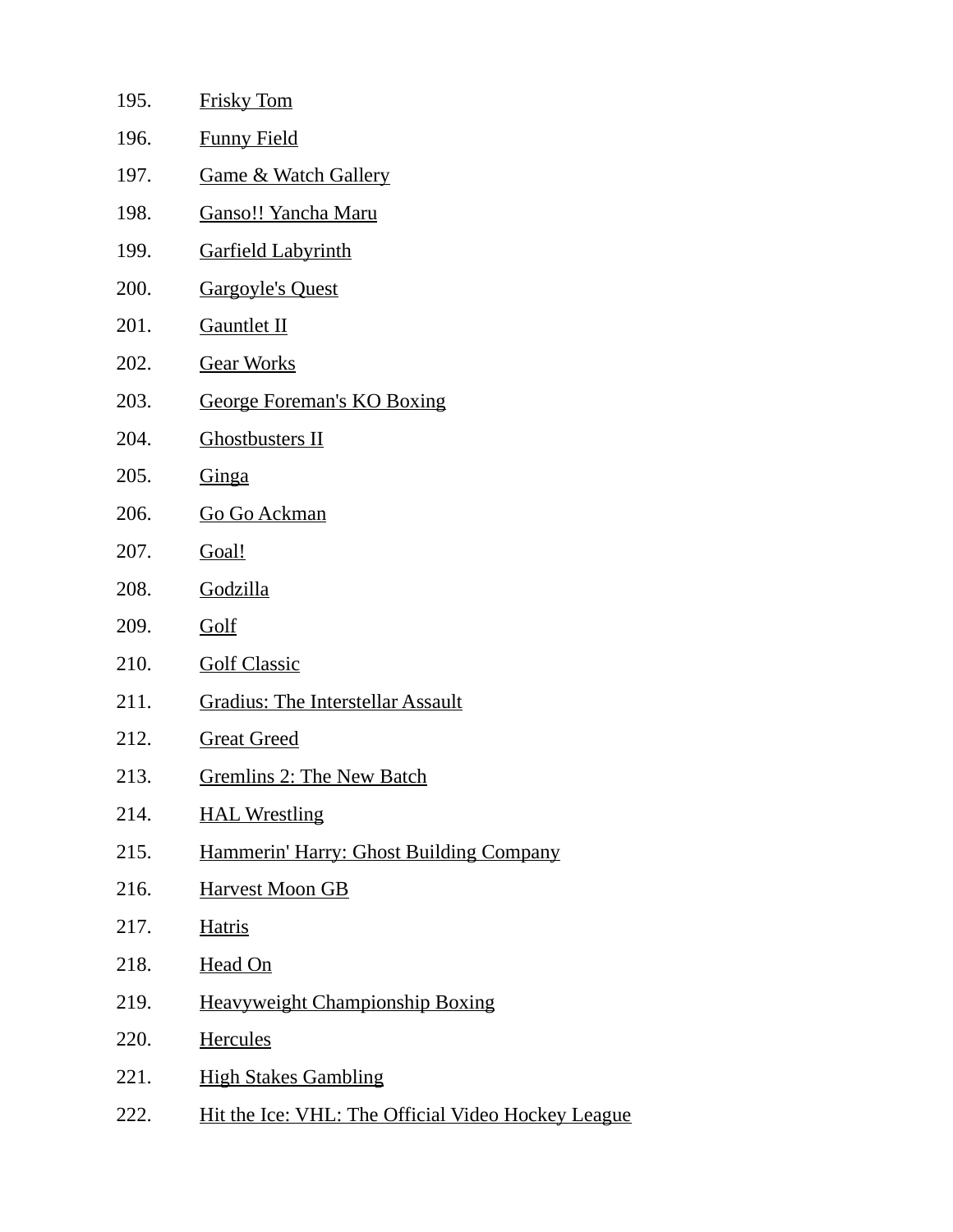195. Frisky Tom
196. Funny Field
197. Game & Watch Gallery
198. Ganso!! Yancha Maru
199. Garfield Labyrinth
200. Gargoyle's Quest
201. Gauntlet II
202. Gear Works
203. George Foreman's KO Boxing
204. Ghostbusters II
205. Ginga
206. Go Go Ackman
207. Goal!
208. Godzilla
209. Golf
210. Golf Classic
211. Gradius: The Interstellar Assault
212. Great Greed
213. Gremlins 2: The New Batch
214. HAL Wrestling
215. Hammerin' Harry: Ghost Building Company
216. Harvest Moon GB
217. Hatris
218. Head On
219. Heavyweight Championship Boxing
220. Hercules
221. High Stakes Gambling
222. Hit the Ice: VHL: The Official Video Hockey League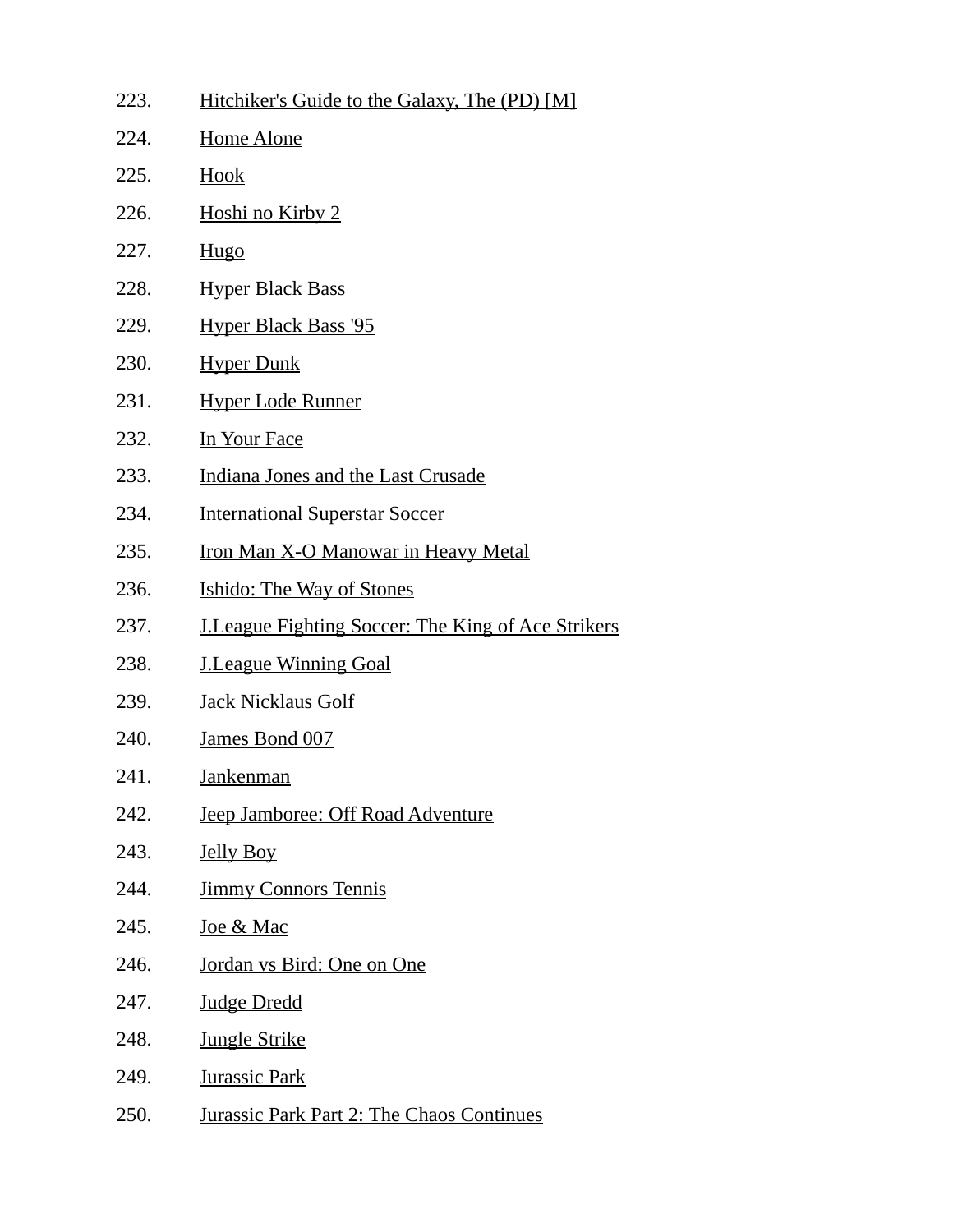223. Hitchiker's Guide to the Galaxy, The (PD) [M]
224. Home Alone
225. Hook
226. Hoshi no Kirby 2
227. Hugo
228. Hyper Black Bass
229. Hyper Black Bass '95
230. Hyper Dunk
231. Hyper Lode Runner
232. In Your Face
233. Indiana Jones and the Last Crusade
234. International Superstar Soccer
235. Iron Man X-O Manowar in Heavy Metal
236. Ishido: The Way of Stones
237. J.League Fighting Soccer: The King of Ace Strikers
238. J.League Winning Goal
239. Jack Nicklaus Golf
240. James Bond 007
241. Jankenman
242. Jeep Jamboree: Off Road Adventure
243. Jelly Boy
244. Jimmy Connors Tennis
245. Joe & Mac
246. Jordan vs Bird: One on One
247. Judge Dredd
248. Jungle Strike
249. Jurassic Park
250. Jurassic Park Part 2: The Chaos Continues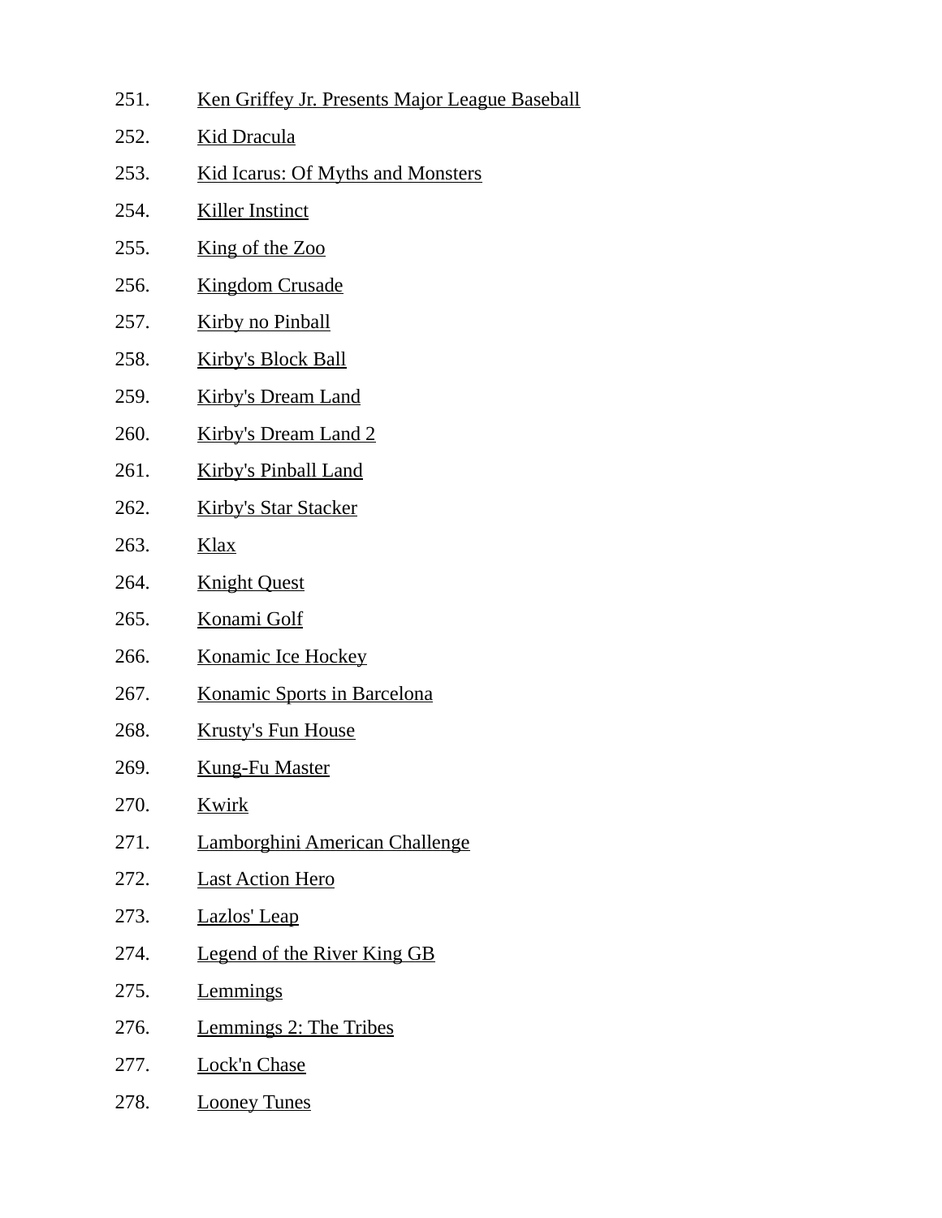251. Ken Griffey Jr. Presents Major League Baseball
252. Kid Dracula
253. Kid Icarus: Of Myths and Monsters
254. Killer Instinct
255. King of the Zoo
256. Kingdom Crusade
257. Kirby no Pinball
258. Kirby's Block Ball
259. Kirby's Dream Land
260. Kirby's Dream Land 2
261. Kirby's Pinball Land
262. Kirby's Star Stacker
263. Klax
264. Knight Quest
265. Konami Golf
266. Konamic Ice Hockey
267. Konamic Sports in Barcelona
268. Krusty's Fun House
269. Kung-Fu Master
270. Kwirk
271. Lamborghini American Challenge
272. Last Action Hero
273. Lazlos' Leap
274. Legend of the River King GB
275. Lemmings
276. Lemmings 2: The Tribes
277. Lock'n Chase
278. Looney Tunes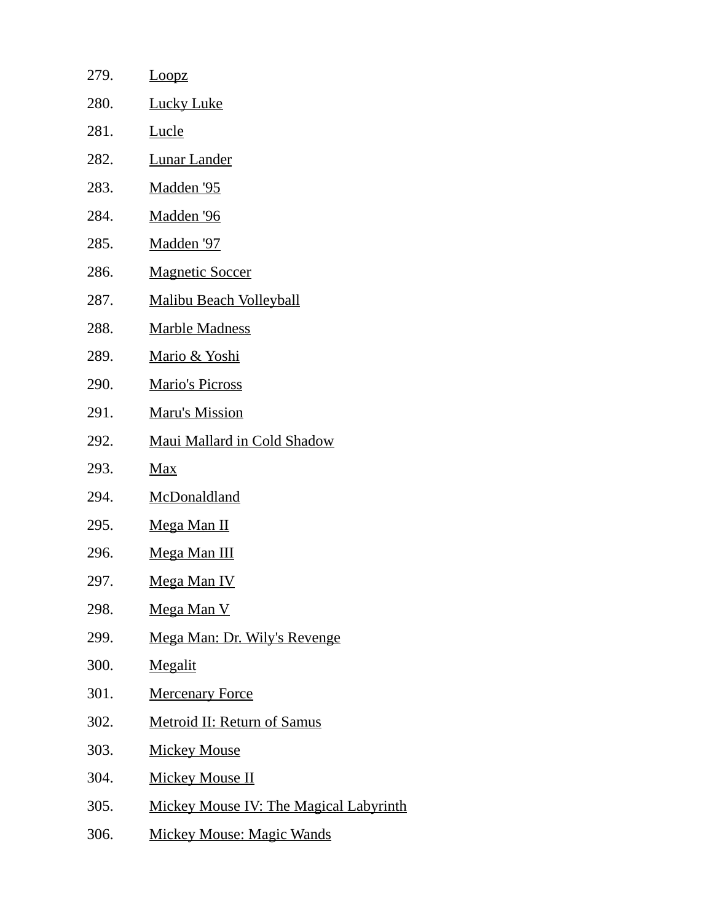279. Loopz
280. Lucky Luke
281. Lucle
282. Lunar Lander
283. Madden '95
284. Madden '96
285. Madden '97
286. Magnetic Soccer
287. Malibu Beach Volleyball
288. Marble Madness
289. Mario & Yoshi
290. Mario's Picross
291. Maru's Mission
292. Maui Mallard in Cold Shadow
293. Max
294. McDonaldland
295. Mega Man II
296. Mega Man III
297. Mega Man IV
298. Mega Man V
299. Mega Man: Dr. Wily's Revenge
300. Megalit
301. Mercenary Force
302. Metroid II: Return of Samus
303. Mickey Mouse
304. Mickey Mouse II
305. Mickey Mouse IV: The Magical Labyrinth
306. Mickey Mouse: Magic Wands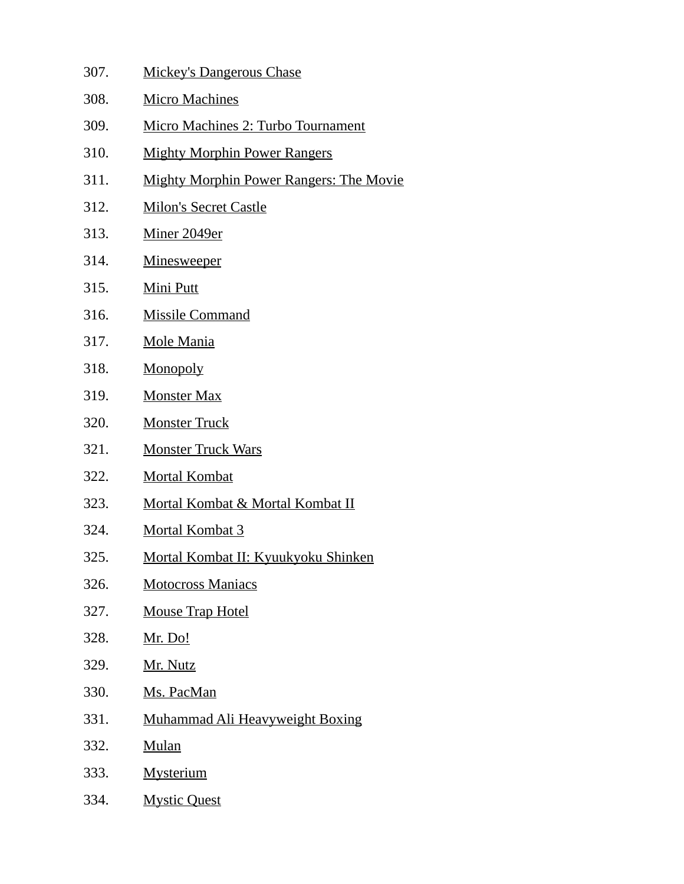307. Mickey's Dangerous Chase
308. Micro Machines
309. Micro Machines 2: Turbo Tournament
310. Mighty Morphin Power Rangers
311. Mighty Morphin Power Rangers: The Movie
312. Milon's Secret Castle
313. Miner 2049er
314. Minesweeper
315. Mini Putt
316. Missile Command
317. Mole Mania
318. Monopoly
319. Monster Max
320. Monster Truck
321. Monster Truck Wars
322. Mortal Kombat
323. Mortal Kombat & Mortal Kombat II
324. Mortal Kombat 3
325. Mortal Kombat II: Kyuukyoku Shinken
326. Motocross Maniacs
327. Mouse Trap Hotel
328. Mr. Do!
329. Mr. Nutz
330. Ms. PacMan
331. Muhammad Ali Heavyweight Boxing
332. Mulan
333. Mysterium
334. Mystic Quest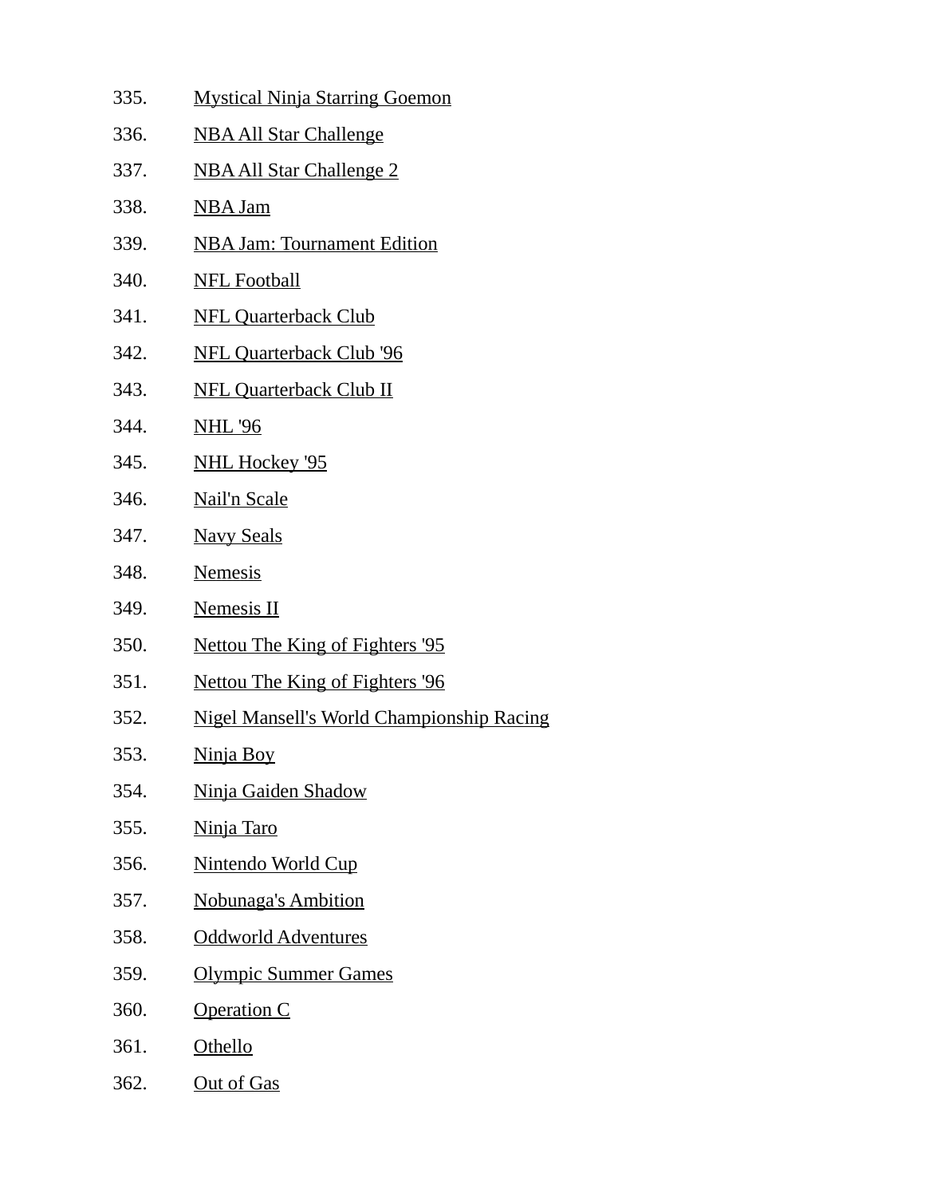335. Mystical Ninja Starring Goemon
336. NBA All Star Challenge
337. NBA All Star Challenge 2
338. NBA Jam
339. NBA Jam: Tournament Edition
340. NFL Football
341. NFL Quarterback Club
342. NFL Quarterback Club '96
343. NFL Quarterback Club II
344. NHL '96
345. NHL Hockey '95
346. Nail'n Scale
347. Navy Seals
348. Nemesis
349. Nemesis II
350. Nettou The King of Fighters '95
351. Nettou The King of Fighters '96
352. Nigel Mansell's World Championship Racing
353. Ninja Boy
354. Ninja Gaiden Shadow
355. Ninja Taro
356. Nintendo World Cup
357. Nobunaga's Ambition
358. Oddworld Adventures
359. Olympic Summer Games
360. Operation C
361. Othello
362. Out of Gas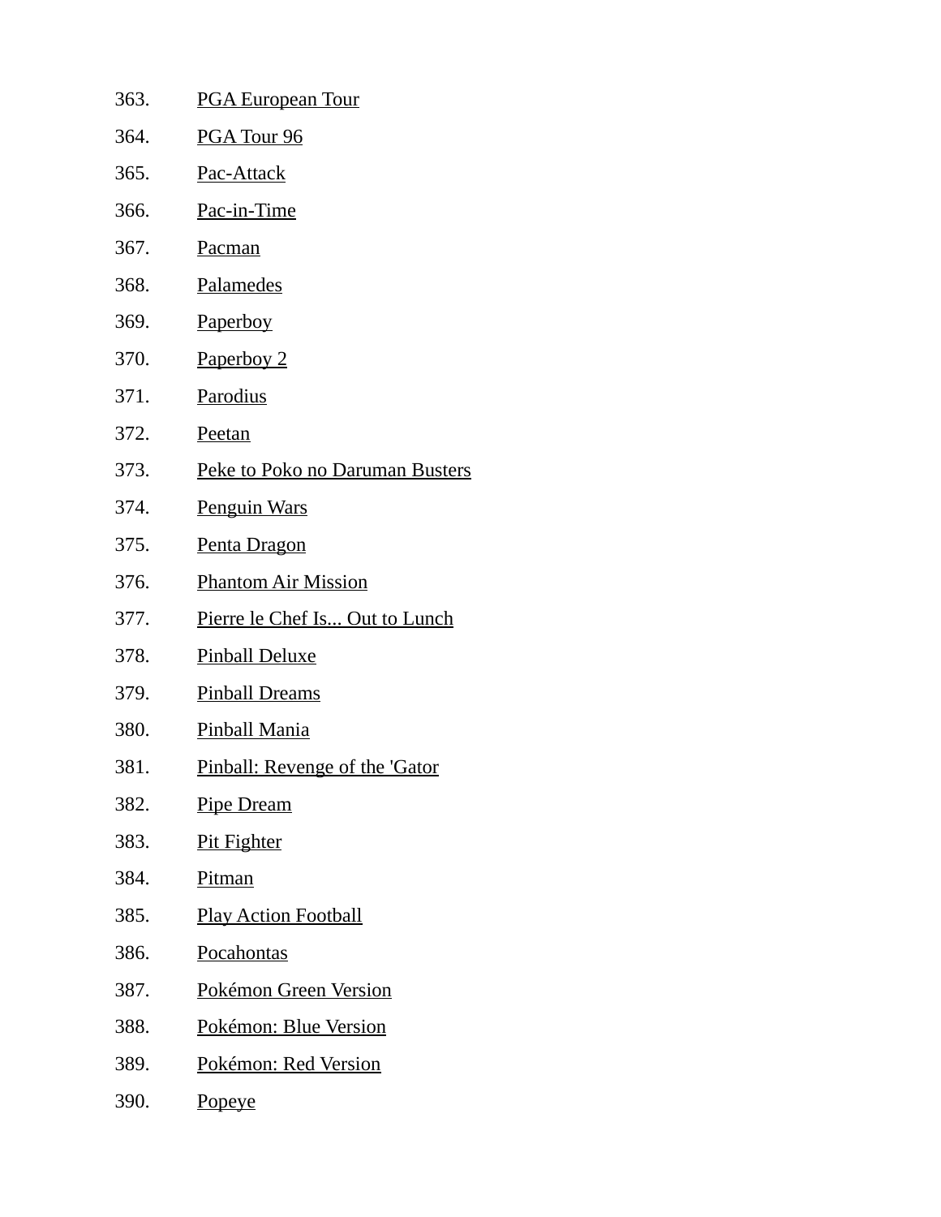363. PGA European Tour
364. PGA Tour 96
365. Pac-Attack
366. Pac-in-Time
367. Pacman
368. Palamedes
369. Paperboy
370. Paperboy 2
371. Parodius
372. Peetan
373. Peke to Poko no Daruman Busters
374. Penguin Wars
375. Penta Dragon
376. Phantom Air Mission
377. Pierre le Chef Is... Out to Lunch
378. Pinball Deluxe
379. Pinball Dreams
380. Pinball Mania
381. Pinball: Revenge of the 'Gator
382. Pipe Dream
383. Pit Fighter
384. Pitman
385. Play Action Football
386. Pocahontas
387. Pokémon Green Version
388. Pokémon: Blue Version
389. Pokémon: Red Version
390. Popeye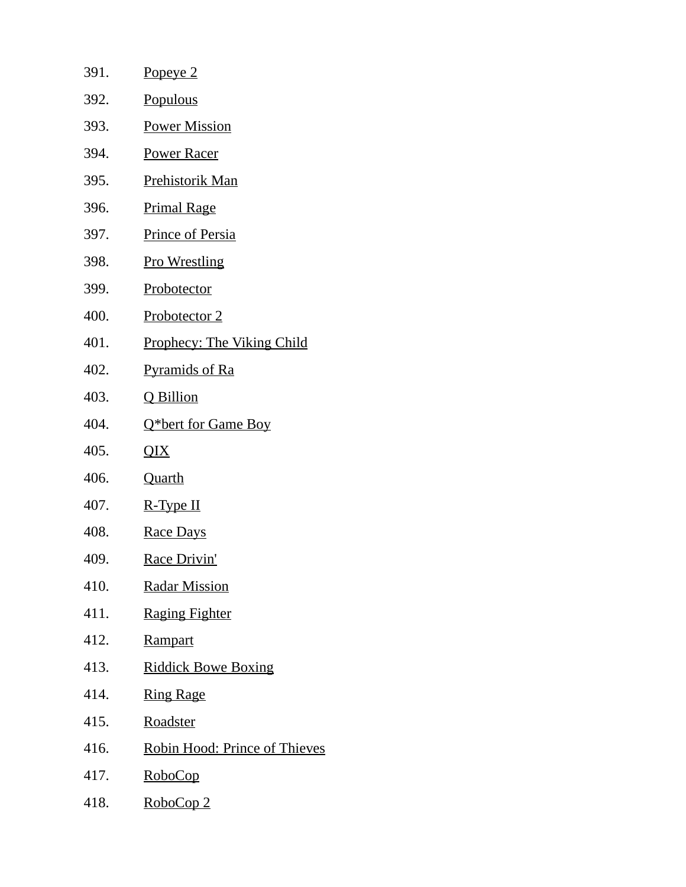391. Popeye 2
392. Populous
393. Power Mission
394. Power Racer
395. Prehistorik Man
396. Primal Rage
397. Prince of Persia
398. Pro Wrestling
399. Probotector
400. Probotector 2
401. Prophecy: The Viking Child
402. Pyramids of Ra
403. Q Billion
404. Q*bert for Game Boy
405. QIX
406. Quarth
407. R-Type II
408. Race Days
409. Race Drivin'
410. Radar Mission
411. Raging Fighter
412. Rampart
413. Riddick Bowe Boxing
414. Ring Rage
415. Roadster
416. Robin Hood: Prince of Thieves
417. RoboCop
418. RoboCop 2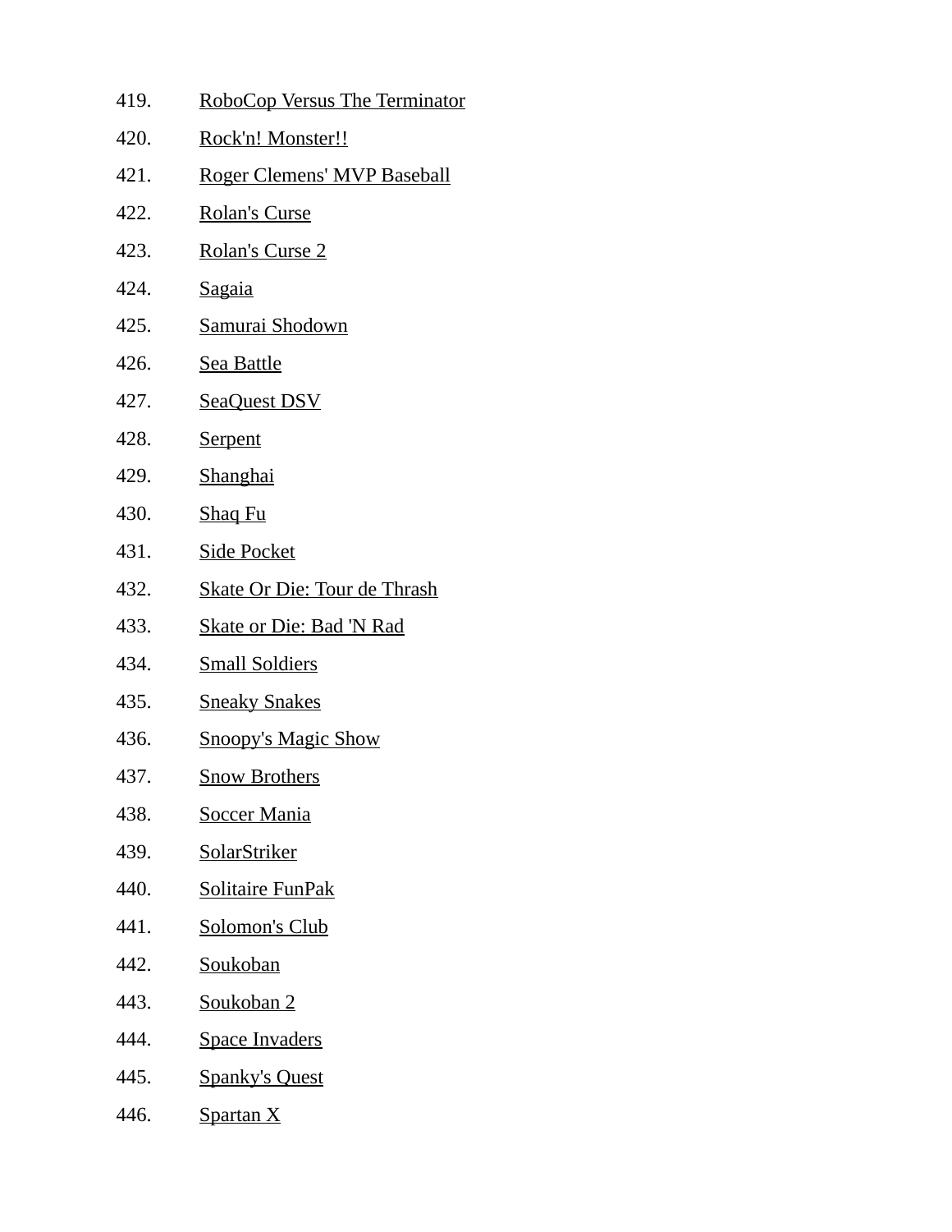419. RoboCop Versus The Terminator
420. Rock'n! Monster!!
421. Roger Clemens' MVP Baseball
422. Rolan's Curse
423. Rolan's Curse 2
424. Sagaia
425. Samurai Shodown
426. Sea Battle
427. SeaQuest DSV
428. Serpent
429. Shanghai
430. Shaq Fu
431. Side Pocket
432. Skate Or Die: Tour de Thrash
433. Skate or Die: Bad 'N Rad
434. Small Soldiers
435. Sneaky Snakes
436. Snoopy's Magic Show
437. Snow Brothers
438. Soccer Mania
439. SolarStriker
440. Solitaire FunPak
441. Solomon's Club
442. Soukoban
443. Soukoban 2
444. Space Invaders
445. Spanky's Quest
446. Spartan X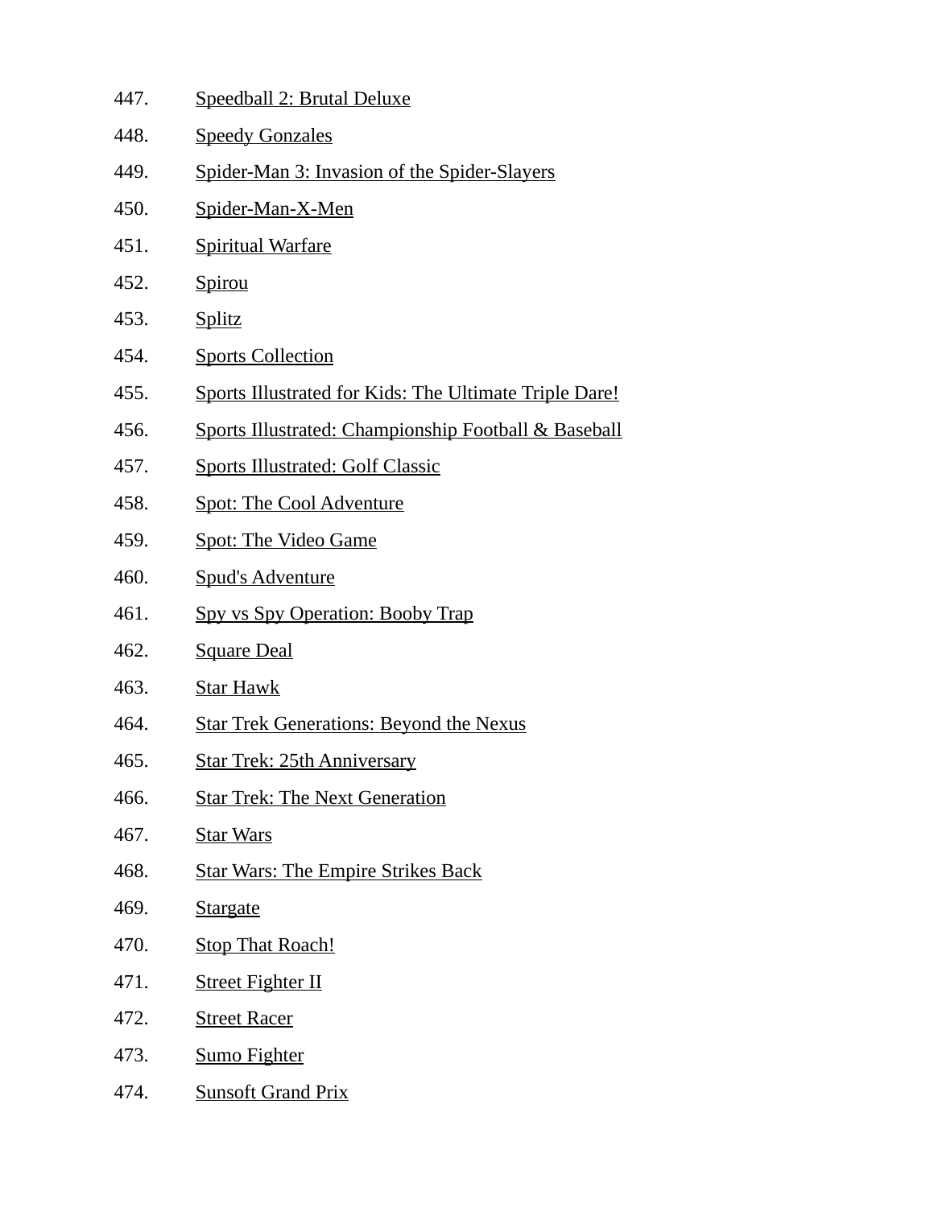447. Speedball 2: Brutal Deluxe
448. Speedy Gonzales
449. Spider-Man 3: Invasion of the Spider-Slayers
450. Spider-Man-X-Men
451. Spiritual Warfare
452. Spirou
453. Splitz
454. Sports Collection
455. Sports Illustrated for Kids: The Ultimate Triple Dare!
456. Sports Illustrated: Championship Football & Baseball
457. Sports Illustrated: Golf Classic
458. Spot: The Cool Adventure
459. Spot: The Video Game
460. Spud's Adventure
461. Spy vs Spy Operation: Booby Trap
462. Square Deal
463. Star Hawk
464. Star Trek Generations: Beyond the Nexus
465. Star Trek: 25th Anniversary
466. Star Trek: The Next Generation
467. Star Wars
468. Star Wars: The Empire Strikes Back
469. Stargate
470. Stop That Roach!
471. Street Fighter II
472. Street Racer
473. Sumo Fighter
474. Sunsoft Grand Prix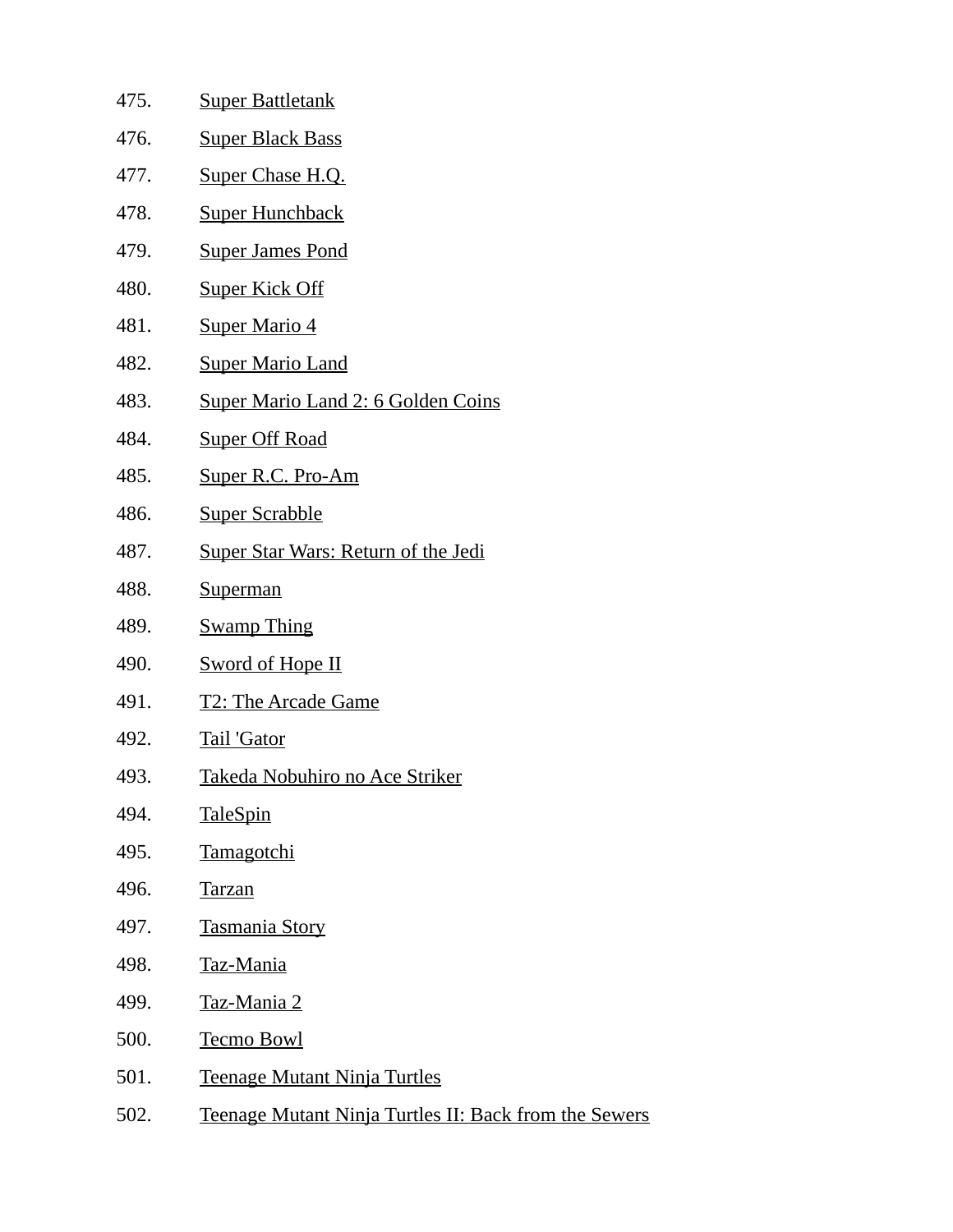475. Super Battletank
476. Super Black Bass
477. Super Chase H.Q.
478. Super Hunchback
479. Super James Pond
480. Super Kick Off
481. Super Mario 4
482. Super Mario Land
483. Super Mario Land 2: 6 Golden Coins
484. Super Off Road
485. Super R.C. Pro-Am
486. Super Scrabble
487. Super Star Wars: Return of the Jedi
488. Superman
489. Swamp Thing
490. Sword of Hope II
491. T2: The Arcade Game
492. Tail 'Gator
493. Takeda Nobuhiro no Ace Striker
494. TaleSpin
495. Tamagotchi
496. Tarzan
497. Tasmania Story
498. Taz-Mania
499. Taz-Mania 2
500. Tecmo Bowl
501. Teenage Mutant Ninja Turtles
502. Teenage Mutant Ninja Turtles II: Back from the Sewers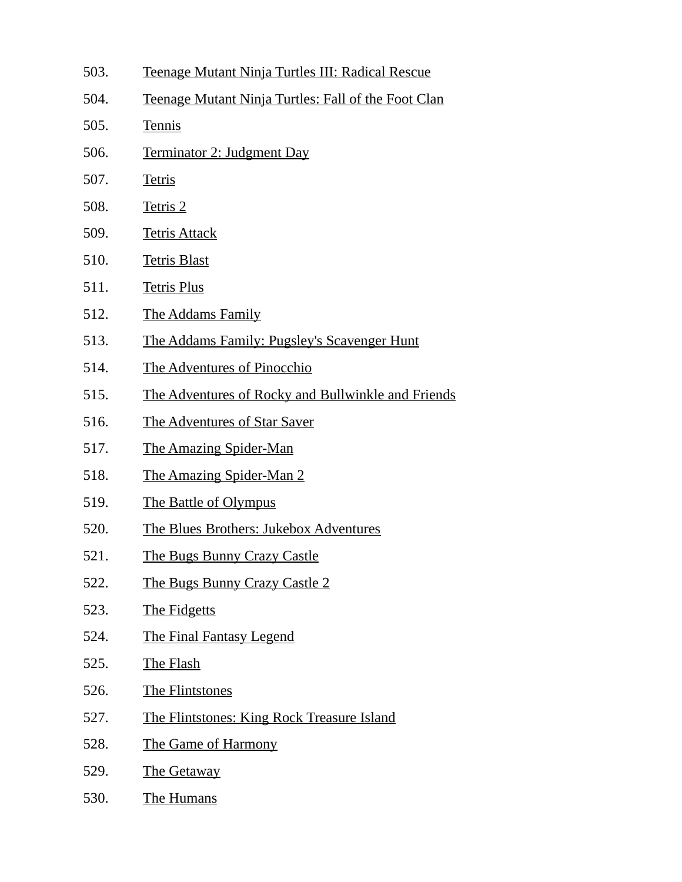503. Teenage Mutant Ninja Turtles III: Radical Rescue
504. Teenage Mutant Ninja Turtles: Fall of the Foot Clan
505. Tennis
506. Terminator 2: Judgment Day
507. Tetris
508. Tetris 2
509. Tetris Attack
510. Tetris Blast
511. Tetris Plus
512. The Addams Family
513. The Addams Family: Pugsley's Scavenger Hunt
514. The Adventures of Pinocchio
515. The Adventures of Rocky and Bullwinkle and Friends
516. The Adventures of Star Saver
517. The Amazing Spider-Man
518. The Amazing Spider-Man 2
519. The Battle of Olympus
520. The Blues Brothers: Jukebox Adventures
521. The Bugs Bunny Crazy Castle
522. The Bugs Bunny Crazy Castle 2
523. The Fidgetts
524. The Final Fantasy Legend
525. The Flash
526. The Flintstones
527. The Flintstones: King Rock Treasure Island
528. The Game of Harmony
529. The Getaway
530. The Humans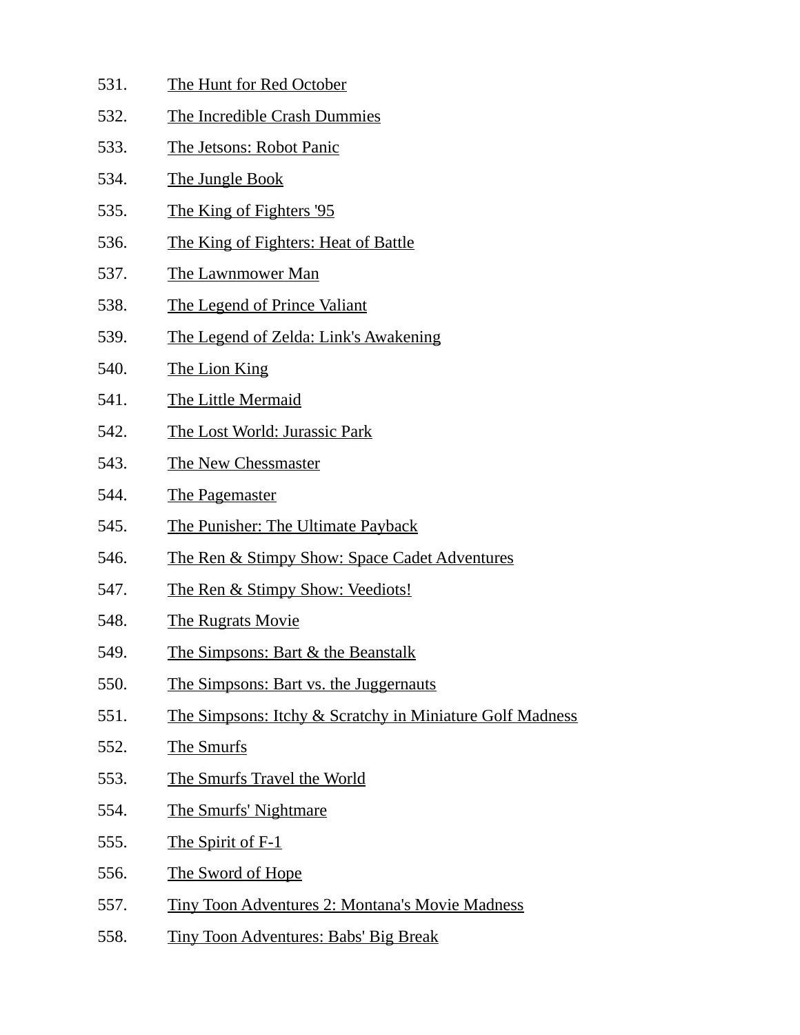531. The Hunt for Red October
532. The Incredible Crash Dummies
533. The Jetsons: Robot Panic
534. The Jungle Book
535. The King of Fighters '95
536. The King of Fighters: Heat of Battle
537. The Lawnmower Man
538. The Legend of Prince Valiant
539. The Legend of Zelda: Link's Awakening
540. The Lion King
541. The Little Mermaid
542. The Lost World: Jurassic Park
543. The New Chessmaster
544. The Pagemaster
545. The Punisher: The Ultimate Payback
546. The Ren & Stimpy Show: Space Cadet Adventures
547. The Ren & Stimpy Show: Veediots!
548. The Rugrats Movie
549. The Simpsons: Bart & the Beanstalk
550. The Simpsons: Bart vs. the Juggernauts
551. The Simpsons: Itchy & Scratchy in Miniature Golf Madness
552. The Smurfs
553. The Smurfs Travel the World
554. The Smurfs' Nightmare
555. The Spirit of F-1
556. The Sword of Hope
557. Tiny Toon Adventures 2: Montana's Movie Madness
558. Tiny Toon Adventures: Babs' Big Break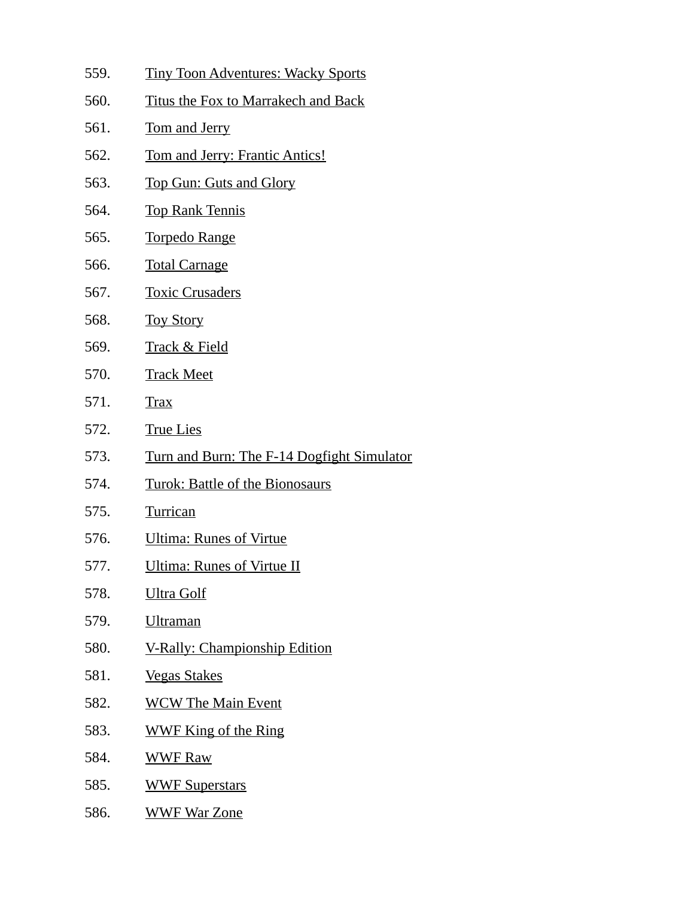559. Tiny Toon Adventures: Wacky Sports
560. Titus the Fox to Marrakech and Back
561. Tom and Jerry
562. Tom and Jerry: Frantic Antics!
563. Top Gun: Guts and Glory
564. Top Rank Tennis
565. Torpedo Range
566. Total Carnage
567. Toxic Crusaders
568. Toy Story
569. Track & Field
570. Track Meet
571. Trax
572. True Lies
573. Turn and Burn: The F-14 Dogfight Simulator
574. Turok: Battle of the Bionosaurs
575. Turrican
576. Ultima: Runes of Virtue
577. Ultima: Runes of Virtue II
578. Ultra Golf
579. Ultraman
580. V-Rally: Championship Edition
581. Vegas Stakes
582. WCW The Main Event
583. WWF King of the Ring
584. WWF Raw
585. WWF Superstars
586. WWF War Zone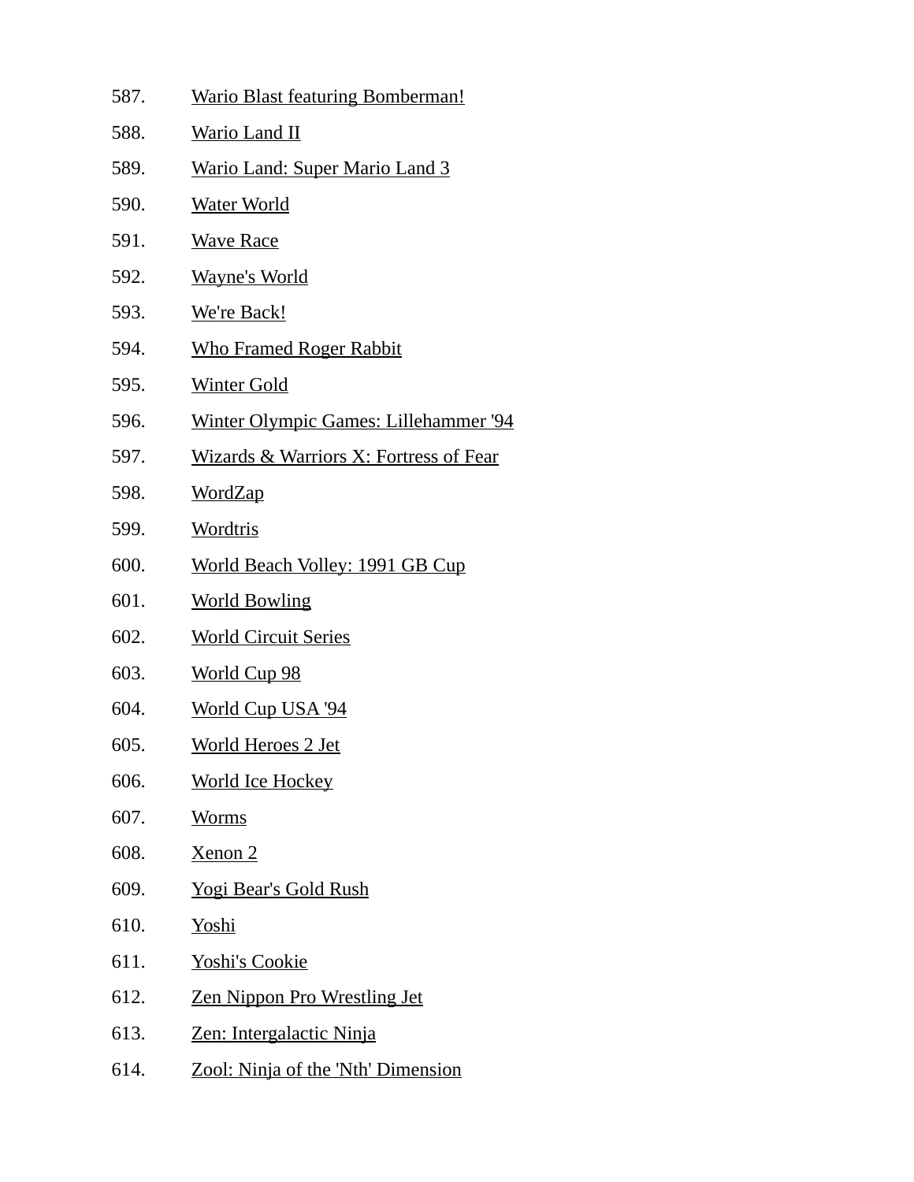587. Wario Blast featuring Bomberman!
588. Wario Land II
589. Wario Land: Super Mario Land 3
590. Water World
591. Wave Race
592. Wayne's World
593. We're Back!
594. Who Framed Roger Rabbit
595. Winter Gold
596. Winter Olympic Games: Lillehammer '94
597. Wizards & Warriors X: Fortress of Fear
598. WordZap
599. Wordtris
600. World Beach Volley: 1991 GB Cup
601. World Bowling
602. World Circuit Series
603. World Cup 98
604. World Cup USA '94
605. World Heroes 2 Jet
606. World Ice Hockey
607. Worms
608. Xenon 2
609. Yogi Bear's Gold Rush
610. Yoshi
611. Yoshi's Cookie
612. Zen Nippon Pro Wrestling Jet
613. Zen: Intergalactic Ninja
614. Zool: Ninja of the 'Nth' Dimension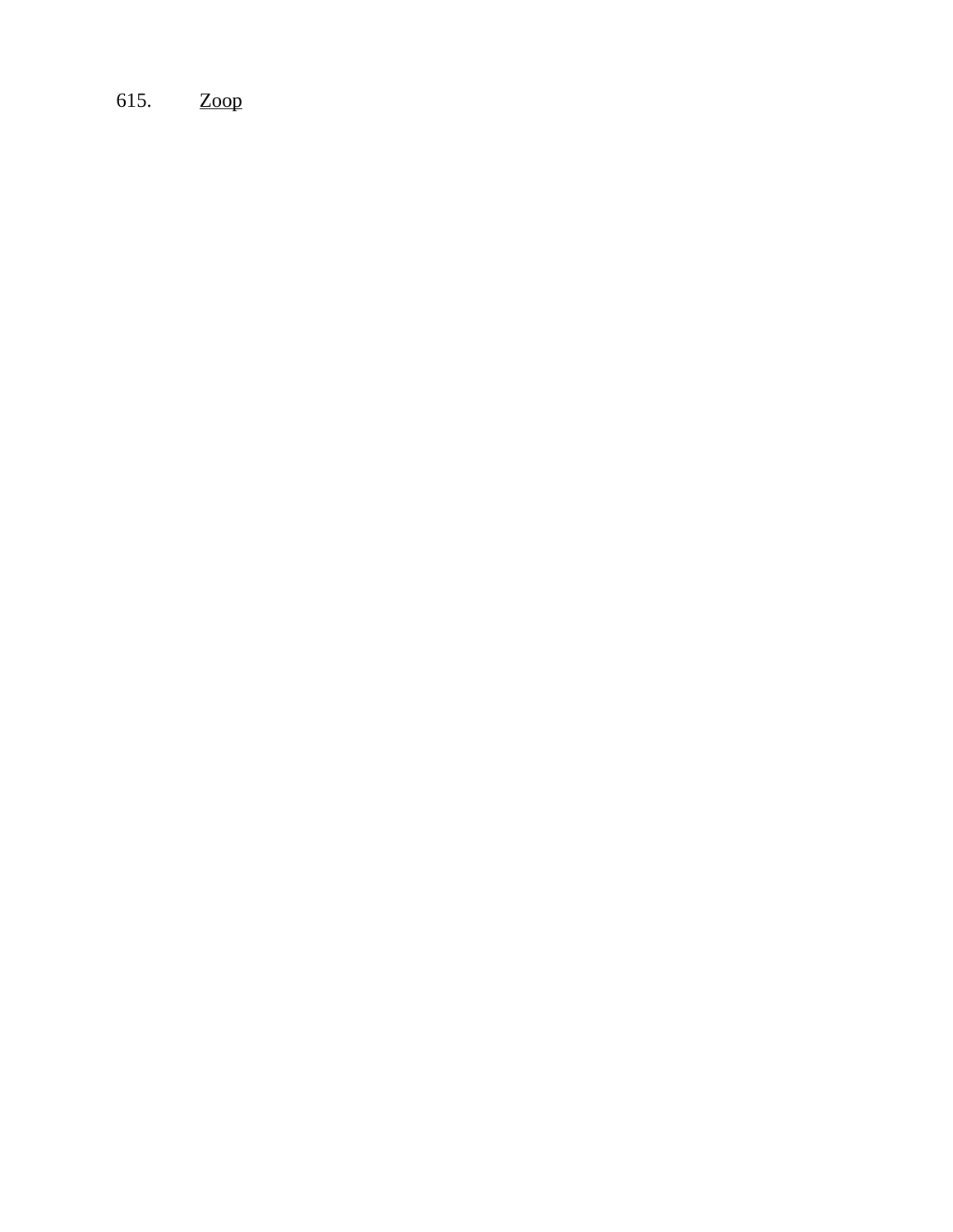615. <u>Zoop</u>